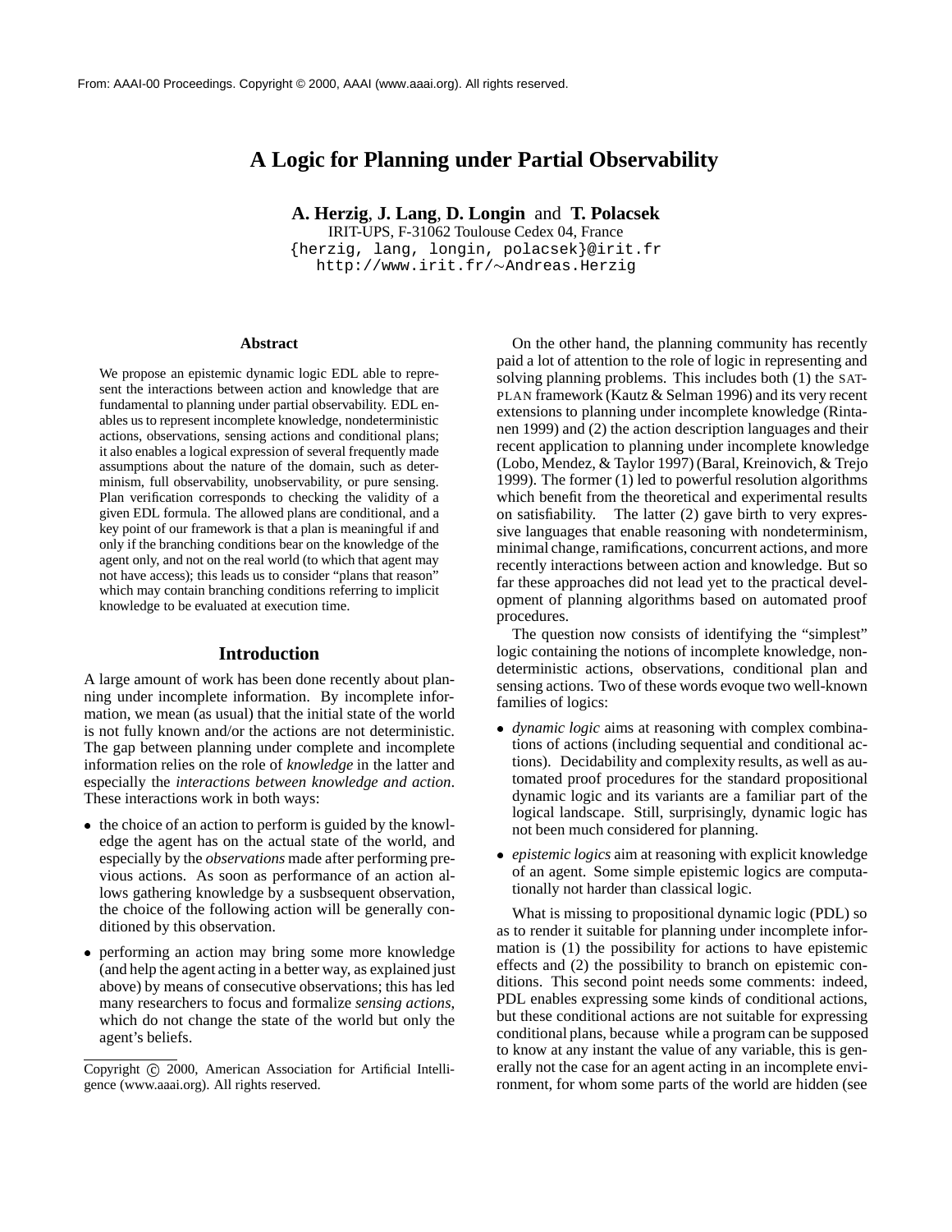# A Logic for Planning under Partial Observability

**A. Herzig**, **J. Lang**, **D. Longin** and **T. Polacsek**
IRIT-UPS, F-31062 Toulouse Cedex 04, France
{herzig, lang, longin, polacsek}@irit.fr
http://www.irit.fr/∼Andreas.Herzig

### Abstract

We propose an epistemic dynamic logic EDL able to represent the interactions between action and knowledge that are fundamental to planning under partial observability. EDL enables us to represent incomplete knowledge, nondeterministic actions, observations, sensing actions and conditional plans; it also enables a logical expression of several frequently made assumptions about the nature of the domain, such as determinism, full observability, unobservability, or pure sensing. Plan verification corresponds to checking the validity of a given EDL formula. The allowed plans are conditional, and a key point of our framework is that a plan is meaningful if and only if the branching conditions bear on the knowledge of the agent only, and not on the real world (to which that agent may not have access); this leads us to consider "plans that reason" which may contain branching conditions referring to implicit knowledge to be evaluated at execution time.

## Introduction

A large amount of work has been done recently about planning under incomplete information. By incomplete information, we mean (as usual) that the initial state of the world is not fully known and/or the actions are not deterministic. The gap between planning under complete and incomplete information relies on the role of *knowledge* in the latter and especially the *interactions between knowledge and action*. These interactions work in both ways:

- the choice of an action to perform is guided by the knowledge the agent has on the actual state of the world, and especially by the *observations* made after performing previous actions. As soon as performance of an action allows gathering knowledge by a susbsequent observation, the choice of the following action will be generally conditioned by this observation.
- performing an action may bring some more knowledge (and help the agent acting in a better way, as explained just above) by means of consecutive observations; this has led many researchers to focus and formalize *sensing actions*, which do not change the state of the world but only the agent's beliefs.

Copyright © 2000, American Association for Artificial Intelligence (www.aaai.org). All rights reserved.

On the other hand, the planning community has recently paid a lot of attention to the role of logic in representing and solving planning problems. This includes both (1) the SATPLAN framework (Kautz & Selman 1996) and its very recent extensions to planning under incomplete knowledge (Rintanen 1999) and (2) the action description languages and their recent application to planning under incomplete knowledge (Lobo, Mendez, & Taylor 1997) (Baral, Kreinovich, & Trejo 1999). The former (1) led to powerful resolution algorithms which benefit from the theoretical and experimental results on satisfiability. The latter (2) gave birth to very expressive languages that enable reasoning with nondeterminism, minimal change, ramifications, concurrent actions, and more recently interactions between action and knowledge. But so far these approaches did not lead yet to the practical development of planning algorithms based on automated proof procedures.

The question now consists of identifying the "simplest" logic containing the notions of incomplete knowledge, nondeterministic actions, observations, conditional plan and sensing actions. Two of these words evoque two well-known families of logics:

- *dynamic logic* aims at reasoning with complex combinations of actions (including sequential and conditional actions). Decidability and complexity results, as well as automated proof procedures for the standard propositional dynamic logic and its variants are a familiar part of the logical landscape. Still, surprisingly, dynamic logic has not been much considered for planning.
- *epistemic logics* aim at reasoning with explicit knowledge of an agent. Some simple epistemic logics are computationally not harder than classical logic.

What is missing to propositional dynamic logic (PDL) so as to render it suitable for planning under incomplete information is (1) the possibility for actions to have epistemic effects and (2) the possibility to branch on epistemic conditions. This second point needs some comments: indeed, PDL enables expressing some kinds of conditional actions, but these conditional actions are not suitable for expressing conditional plans, because while a program can be supposed to know at any instant the value of any variable, this is generally not the case for an agent acting in an incomplete environment, for whom some parts of the world are hidden (see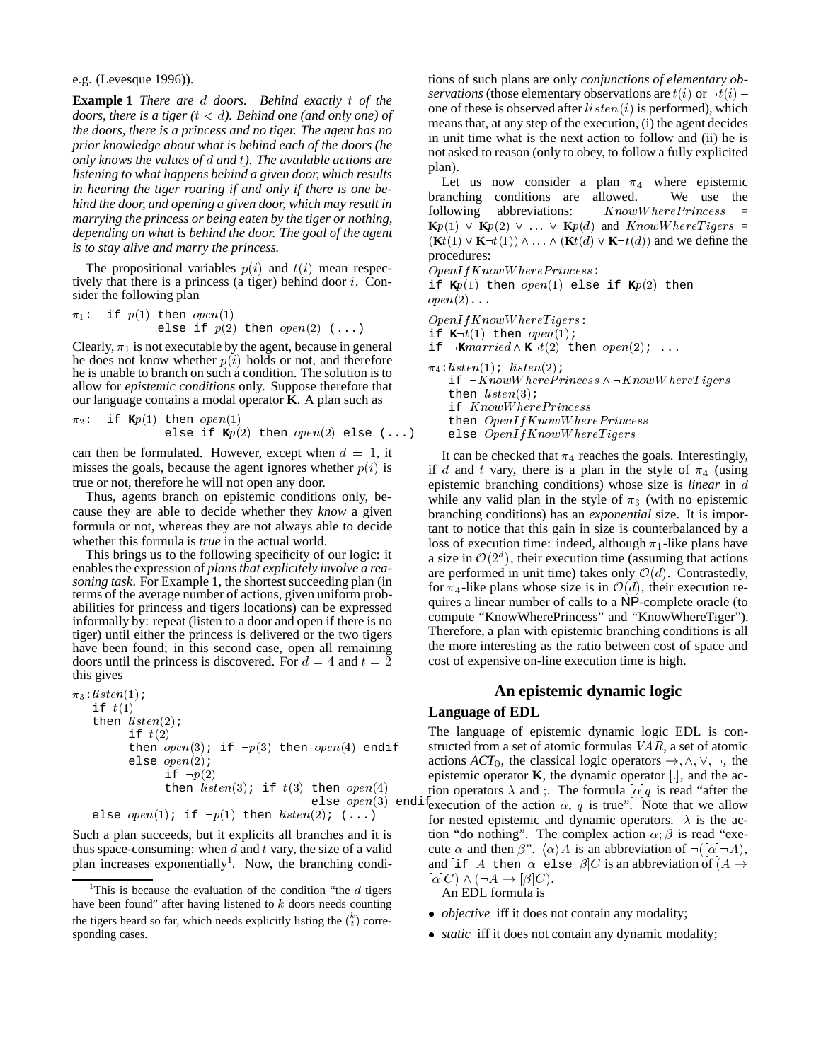e.g. (Levesque 1996)).

**Example 1** *There are $d$ doors. Behind exactly $t$ of the doors, there is a tiger ($t < d$). Behind one (and only one) of the doors, there is a princess and no tiger. The agent has no prior knowledge about what is behind each of the doors (he only knows the values of $d$ and $t$). The available actions are listening to what happens behind a given door, which results in hearing the tiger roaring if and only if there is one behind the door, and opening a given door, which may result in marrying the princess or being eaten by the tiger or nothing, depending on what is behind the door. The goal of the agent is to stay alive and marry the princess.*

The propositional variables $p(i)$ and $t(i)$ mean respectively that there is a princess (a tiger) behind door $i$. Consider the following plan

$\pi_1$: `if` $p(1)$ `then` $open(1)$
  `else if` $p(2)$ `then` $open(2)$ `(...)`

Clearly, $\pi_1$ is not executable by the agent, because in general he does not know whether $p(i)$ holds or not, and therefore he is unable to branch on such a condition. The solution is to allow for *epistemic conditions* only. Suppose therefore that our language contains a modal operator **K**. A plan such as

$\pi_2$: `if` $\mathbf{K}p(1)$ `then` $open(1)$
  `else if` $\mathbf{K}p(2)$ `then` $open(2)$ `else (...)`

can then be formulated. However, except when $d = 1$, it misses the goals, because the agent ignores whether $p(i)$ is true or not, therefore he will not open any door.

Thus, agents branch on epistemic conditions only, because they are able to decide whether they *know* a given formula or not, whereas they are not always able to decide whether this formula is *true* in the actual world.

This brings us to the following specificity of our logic: it enables the expression of *plans that explicitely involve a reasoning task*. For Example 1, the shortest succeeding plan (in terms of the average number of actions, given uniform probabilities for princess and tigers locations) can be expressed informally by: repeat (listen to a door and open if there is no tiger) until either the princess is delivered or the two tigers have been found; in this second case, open all remaining doors until the princess is discovered. For $d = 4$ and $t = 2$ this gives

$\pi_3$: $listen(1)$;
  `if` $t(1)$
  `then` $listen(2)$;
    `if` $t(2)$
    `then` $open(3)$; `if` $\neg p(3)$ `then` $open(4)$ `endif`
    `else` $open(2)$;
      `if` $\neg p(2)$
      `then` $listen(3)$; `if` $t(3)$ `then` $open(4)$
        `else` $open(3)$ `endif`
  `else` $open(1)$; `if` $\neg p(1)$ `then` $listen(2)$; `(...)`

Such a plan succeeds, but it explicits all branches and it is thus space-consuming: when $d$ and $t$ vary, the size of a valid plan increases exponentially[1]. Now, the branching conditions of such plans are only *conjunctions of elementary observations* (those elementary observations are $t(i)$ or $\neg t(i)$ – one of these is observed after $listen(i)$ is performed), which means that, at any step of the execution, (i) the agent decides in unit time what is the next action to follow and (ii) he is not asked to reason (only to obey, to follow a fully explicited plan).

Let us now consider a plan $\pi_4$ where epistemic branching conditions are allowed. We use the following abbreviations: $KnowWherePrincess = \mathbf{K}p(1) \vee \mathbf{K}p(2) \vee \ldots \vee \mathbf{K}p(d)$ and $KnowWhereTigers = (\mathbf{K}t(1) \vee \mathbf{K}\neg t(1)) \wedge \ldots \wedge (\mathbf{K}t(d) \vee \mathbf{K}\neg t(d))$ and we define the procedures:

$OpenIfKnowWherePrincess$:
`if` $\mathbf{K}p(1)$ `then` $open(1)$ `else if` $\mathbf{K}p(2)$ `then` $open(2)$...

$OpenIfKnowWhereTigers$:
`if` $\mathbf{K}\neg t(1)$ `then` $open(1)$;
`if` $\neg\mathbf{K}married \wedge \mathbf{K}\neg t(2)$ `then` $open(2)$; ...

$\pi_4$: $listen(1)$; $listen(2)$;
  `if` $\neg KnowWherePrincess \wedge \neg KnowWhereTigers$
  `then` $listen(3)$;
  `if` $KnowWherePrincess$
  `then` $OpenIfKnowWherePrincess$
  `else` $OpenIfKnowWhereTigers$

It can be checked that $\pi_4$ reaches the goals. Interestingly, if $d$ and $t$ vary, there is a plan in the style of $\pi_4$ (using epistemic branching conditions) whose size is *linear* in $d$ while any valid plan in the style of $\pi_3$ (with no epistemic branching conditions) has an *exponential* size. It is important to notice that this gain in size is counterbalanced by a loss of execution time: indeed, although $\pi_1$-like plans have a size in $\mathcal{O}(2^d)$, their execution time (assuming that actions are performed in unit time) takes only $\mathcal{O}(d)$. Contrastedly, for $\pi_4$-like plans whose size is in $\mathcal{O}(d)$, their execution requires a linear number of calls to a NP-complete oracle (to compute "KnowWherePrincess" and "KnowWhereTiger"). Therefore, a plan with epistemic branching conditions is all the more interesting as the ratio between cost of space and cost of expensive on-line execution time is high.

## An epistemic dynamic logic

### Language of EDL

The language of epistemic dynamic logic EDL is constructed from a set of atomic formulas $VAR$, a set of atomic actions $ACT_0$, the classical logic operators $\rightarrow, \wedge, \vee, \neg$, the epistemic operator **K**, the dynamic operator $[.]$, and the action operators $\lambda$ and ;. The formula $[\alpha]q$ is read "after the execution of the action $\alpha$, $q$ is true". Note that we allow for nested epistemic and dynamic operators. $\lambda$ is the action "do nothing". The complex action $\alpha;\beta$ is read "execute $\alpha$ and then $\beta$". $\langle\alpha\rangle A$ is an abbreviation of $\neg([\alpha]\neg A)$, and [`if` $A$ `then` $\alpha$ `else` $\beta$]$C$ is an abbreviation of $(A \rightarrow [\alpha]C) \wedge (\neg A \rightarrow [\beta]C)$.

An EDL formula is

- *objective* iff it does not contain any modality;
- *static* iff it does not contain any dynamic modality;

[1] This is because the evaluation of the condition "the $d$ tigers have been found" after having listened to $k$ doors needs counting the tigers heard so far, which needs explicitly listing the $\binom{k}{t}$ corresponding cases.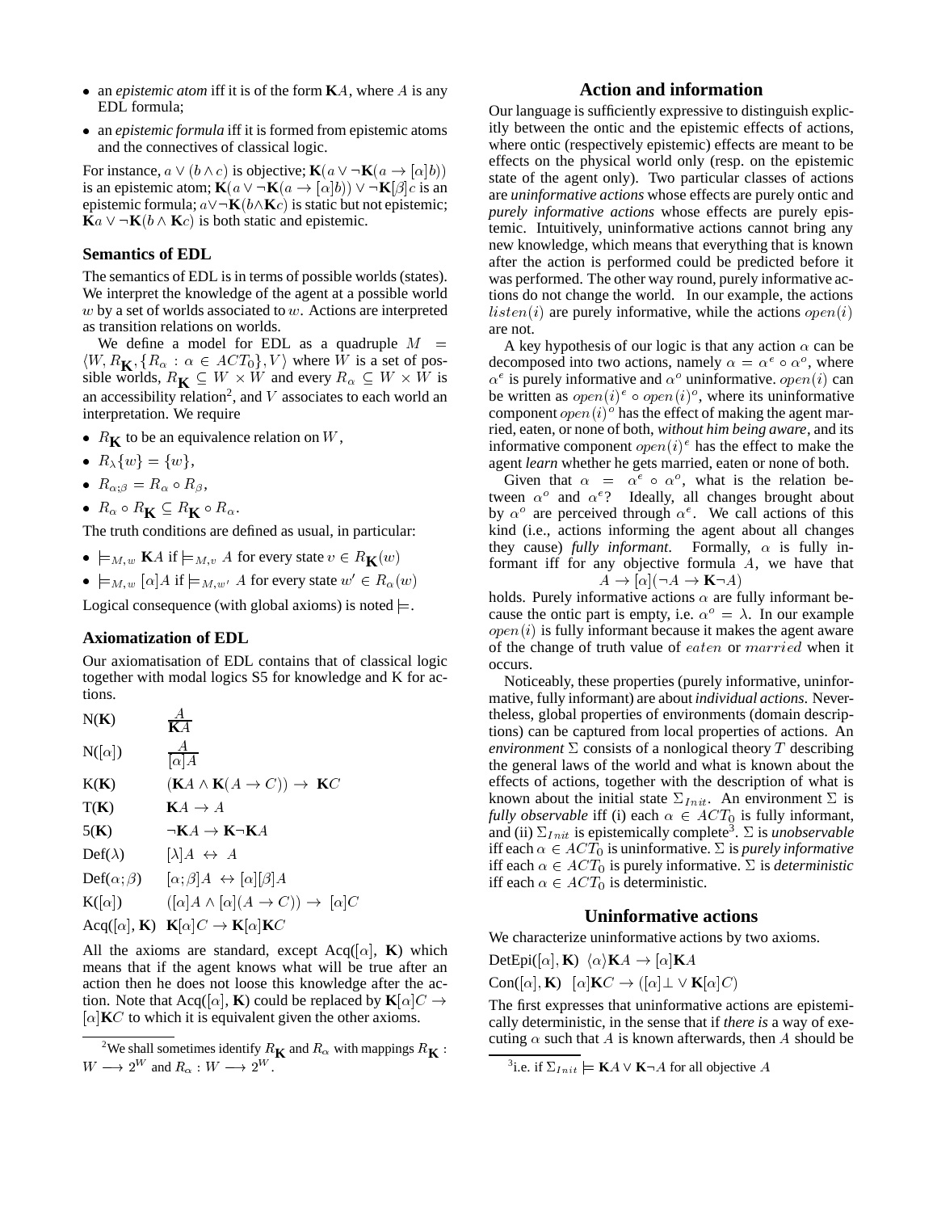- an *epistemic atom* iff it is of the form $\mathbf{K}A$, where $A$ is any EDL formula;
- an *epistemic formula* iff it is formed from epistemic atoms and the connectives of classical logic.

For instance, $a \vee (b \wedge c)$ is objective; $\mathbf{K}(a \vee \neg\mathbf{K}(a \rightarrow [\alpha]b))$ is an epistemic atom; $\mathbf{K}(a \vee \neg\mathbf{K}(a \rightarrow [\alpha]b)) \vee \neg\mathbf{K}[\beta]c$ is an epistemic formula; $a \vee \neg\mathbf{K}(b \wedge \mathbf{K}c)$ is static but not epistemic; $\mathbf{K}a \vee \neg\mathbf{K}(b \wedge \mathbf{K}c)$ is both static and epistemic.

### Semantics of EDL

The semantics of EDL is in terms of possible worlds (states). We interpret the knowledge of the agent at a possible world $w$ by a set of worlds associated to $w$. Actions are interpreted as transition relations on worlds.

We define a model for EDL as a quadruple $M = \langle W, R_{\mathbf{K}}, \{R_\alpha : \alpha \in ACT_0\}, V\rangle$ where $W$ is a set of possible worlds, $R_{\mathbf{K}} \subseteq W \times W$ and every $R_\alpha \subseteq W \times W$ is an accessibility relation[2], and $V$ associates to each world an interpretation. We require

- $R_{\mathbf{K}}$ to be an equivalence relation on $W$,
- $R_\lambda\{w\} = \{w\}$,
- $R_{\alpha;\beta} = R_\alpha \circ R_\beta$,
- $R_\alpha \circ R_{\mathbf{K}} \subseteq R_{\mathbf{K}} \circ R_\alpha$.

The truth conditions are defined as usual, in particular:

- $\models_{M,w} \mathbf{K}A$ if $\models_{M,v} A$ for every state $v \in R_{\mathbf{K}}(w)$
- $\models_{M,w} [\alpha]A$ if $\models_{M,w'} A$ for every state $w' \in R_\alpha(w)$

Logical consequence (with global axioms) is noted $\models$.

### Axiomatization of EDL

Our axiomatisation of EDL contains that of classical logic together with modal logics S5 for knowledge and K for actions.

| | |
|---|---|
| N(**K**) | $\dfrac{A}{\mathbf{K}A}$ |
| N($[\alpha]$) | $\dfrac{A}{[\alpha]A}$ |
| K(**K**) | $(\mathbf{K}A \wedge \mathbf{K}(A \rightarrow C)) \rightarrow \mathbf{K}C$ |
| T(**K**) | $\mathbf{K}A \rightarrow A$ |
| 5(**K**) | $\neg\mathbf{K}A \rightarrow \mathbf{K}\neg\mathbf{K}A$ |
| Def($\lambda$) | $[\lambda]A \leftrightarrow A$ |
| Def($\alpha;\beta$) | $[\alpha;\beta]A \leftrightarrow [\alpha][\beta]A$ |
| K($[\alpha]$) | $([\alpha]A \wedge [\alpha](A \rightarrow C)) \rightarrow [\alpha]C$ |
| Acq($[\alpha]$, **K**) | $\mathbf{K}[\alpha]C \rightarrow \mathbf{K}[\alpha]\mathbf{K}C$ |

All the axioms are standard, except Acq($[\alpha]$, **K**) which means that if the agent knows what will be true after an action then he does not loose this knowledge after the action. Note that Acq($[\alpha]$, **K**) could be replaced by $\mathbf{K}[\alpha]C \rightarrow [\alpha]\mathbf{K}C$ to which it is equivalent given the other axioms.

[2] We shall sometimes identify $R_{\mathbf{K}}$ and $R_\alpha$ with mappings $R_{\mathbf{K}} : W \longrightarrow 2^W$ and $R_\alpha : W \longrightarrow 2^W$.

## Action and information

Our language is sufficiently expressive to distinguish explicitly between the ontic and the epistemic effects of actions, where ontic (respectively epistemic) effects are meant to be effects on the physical world only (resp. on the epistemic state of the agent only). Two particular classes of actions are *uninformative actions* whose effects are purely ontic and *purely informative actions* whose effects are purely epistemic. Intuitively, uninformative actions cannot bring any new knowledge, which means that everything that is known after the action is performed could be predicted before it was performed. The other way round, purely informative actions do not change the world. In our example, the actions $listen(i)$ are purely informative, while the actions $open(i)$ are not.

A key hypothesis of our logic is that any action $\alpha$ can be decomposed into two actions, namely $\alpha = \alpha^e \circ \alpha^o$, where $\alpha^e$ is purely informative and $\alpha^o$ uninformative. $open(i)$ can be written as $open(i)^e \circ open(i)^o$, where its uninformative component $open(i)^o$ has the effect of making the agent married, eaten, or none of both, *without him being aware*, and its informative component $open(i)^e$ has the effect to make the agent *learn* whether he gets married, eaten or none of both.

Given that $\alpha = \alpha^e \circ \alpha^o$, what is the relation between $\alpha^o$ and $\alpha^e$? Ideally, all changes brought about by $\alpha^o$ are perceived through $\alpha^e$. We call actions of this kind (i.e., actions informing the agent about all changes they cause) *fully informant*. Formally, $\alpha$ is fully informant iff for any objective formula $A$, we have that

$$A \rightarrow [\alpha](\neg A \rightarrow \mathbf{K}\neg A)$$

holds. Purely informative actions $\alpha$ are fully informant because the ontic part is empty, i.e. $\alpha^o = \lambda$. In our example $open(i)$ is fully informant because it makes the agent aware of the change of truth value of $eaten$ or $married$ when it occurs.

Noticeably, these properties (purely informative, uninformative, fully informant) are about *individual actions*. Nevertheless, global properties of environments (domain descriptions) can be captured from local properties of actions. An *environment* $\Sigma$ consists of a nonlogical theory $T$ describing the general laws of the world and what is known about the effects of actions, together with the description of what is known about the initial state $\Sigma_{Init}$. An environment $\Sigma$ is *fully observable* iff (i) each $\alpha \in ACT_0$ is fully informant, and (ii) $\Sigma_{Init}$ is epistemically complete[3]. $\Sigma$ is *unobservable* iff each $\alpha \in ACT_0$ is uninformative. $\Sigma$ is *purely informative* iff each $\alpha \in ACT_0$ is purely informative. $\Sigma$ is *deterministic* iff each $\alpha \in ACT_0$ is deterministic.

## Uninformative actions

We characterize uninformative actions by two axioms.

DetEpi($[\alpha]$, **K**) $\langle\alpha\rangle\mathbf{K}A \rightarrow [\alpha]\mathbf{K}A$

Con($[\alpha]$, **K**) $[\alpha]\mathbf{K}C \rightarrow ([\alpha]\bot \vee \mathbf{K}[\alpha]C)$

The first expresses that uninformative actions are epistemically deterministic, in the sense that if *there is* a way of executing $\alpha$ such that $A$ is known afterwards, then $A$ should be

[3] i.e. if $\Sigma_{Init} \models \mathbf{K}A \vee \mathbf{K}\neg A$ for all objective $A$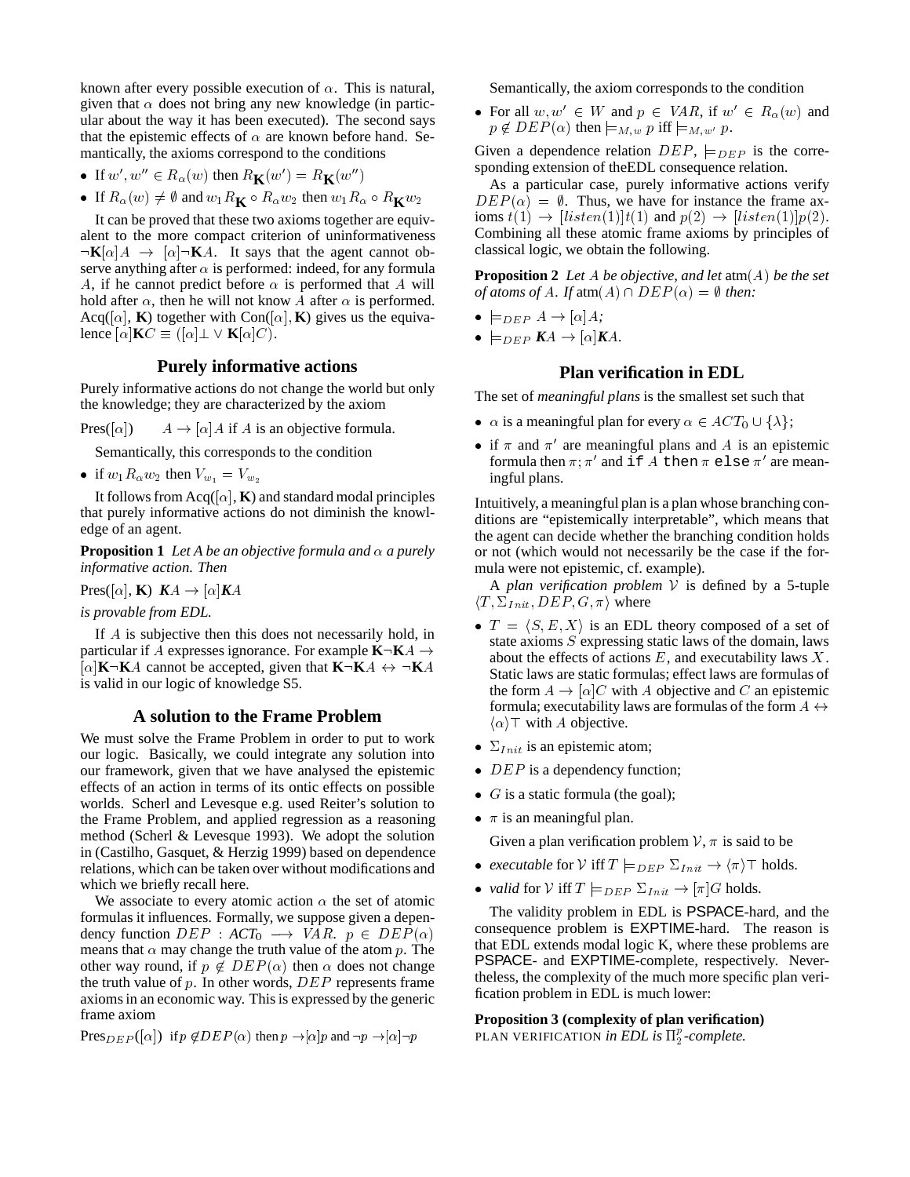known after every possible execution of $\alpha$. This is natural, given that $\alpha$ does not bring any new knowledge (in particular about the way it has been executed). The second says that the epistemic effects of $\alpha$ are known before hand. Semantically, the axioms correspond to the conditions

- If $w', w'' \in R_\alpha(w)$ then $R_{\mathbf{K}}(w') = R_{\mathbf{K}}(w'')$
- If $R_\alpha(w) \neq \emptyset$ and $w_1 R_{\mathbf{K}} \circ R_\alpha w_2$ then $w_1 R_\alpha \circ R_{\mathbf{K}} w_2$

It can be proved that these two axioms together are equivalent to the more compact criterion of uninformativeness $\neg\mathbf{K}[\alpha]A \rightarrow [\alpha]\neg\mathbf{K}A$. It says that the agent cannot observe anything after $\alpha$ is performed: indeed, for any formula $A$, if he cannot predict before $\alpha$ is performed that $A$ will hold after $\alpha$, then he will not know $A$ after $\alpha$ is performed. Acq($[\alpha]$, **K**) together with Con($[\alpha]$, **K**) gives us the equivalence $[\alpha]\mathbf{K}C \equiv ([\alpha]\bot \vee \mathbf{K}[\alpha]C)$.

## Purely informative actions

Purely informative actions do not change the world but only the knowledge; they are characterized by the axiom

Pres($[\alpha]$) $\quad A \rightarrow [\alpha]A$ if $A$ is an objective formula.

Semantically, this corresponds to the condition

- if $w_1 R_\alpha w_2$ then $V_{w_1} = V_{w_2}$

It follows from Acq($[\alpha]$, **K**) and standard modal principles that purely informative actions do not diminish the knowledge of an agent.

**Proposition 1** *Let A be an objective formula and $\alpha$ a purely informative action. Then*

Pres($[\alpha]$, **K**) $\boldsymbol{K}A \rightarrow [\alpha]\boldsymbol{K}A$

*is provable from EDL.*

If $A$ is subjective then this does not necessarily hold, in particular if $A$ expresses ignorance. For example $\mathbf{K}\neg\mathbf{K}A \rightarrow [\alpha]\mathbf{K}\neg\mathbf{K}A$ cannot be accepted, given that $\mathbf{K}\neg\mathbf{K}A \leftrightarrow \neg\mathbf{K}A$ is valid in our logic of knowledge S5.

## A solution to the Frame Problem

We must solve the Frame Problem in order to put to work our logic. Basically, we could integrate any solution into our framework, given that we have analysed the epistemic effects of an action in terms of its ontic effects on possible worlds. Scherl and Levesque e.g. used Reiter's solution to the Frame Problem, and applied regression as a reasoning method (Scherl & Levesque 1993). We adopt the solution in (Castilho, Gasquet, & Herzig 1999) based on dependence relations, which can be taken over without modifications and which we briefly recall here.

We associate to every atomic action $\alpha$ the set of atomic formulas it influences. Formally, we suppose given a dependency function $DEP : ACT_0 \longrightarrow VAR$. $p \in DEP(\alpha)$ means that $\alpha$ may change the truth value of the atom $p$. The other way round, if $p \notin DEP(\alpha)$ then $\alpha$ does not change the truth value of $p$. In other words, $DEP$ represents frame axioms in an economic way. This is expressed by the generic frame axiom

Pres$_{DEP}$($[\alpha]$) if $p \notin DEP(\alpha)$ then $p \rightarrow [\alpha]p$ and $\neg p \rightarrow [\alpha]\neg p$

Semantically, the axiom corresponds to the condition

- For all $w, w' \in W$ and $p \in VAR$, if $w' \in R_\alpha(w)$ and $p \notin DEP(\alpha)$ then $\models_{M,w} p$ iff $\models_{M,w'} p$.

Given a dependence relation $DEP$, $\models_{DEP}$ is the corresponding extension of theEDL consequence relation.

As a particular case, purely informative actions verify $DEP(\alpha) = \emptyset$. Thus, we have for instance the frame axioms $t(1) \rightarrow [listen(1)]t(1)$ and $p(2) \rightarrow [listen(1)]p(2)$. Combining all these atomic frame axioms by principles of classical logic, we obtain the following.

**Proposition 2** *Let $A$ be objective, and let* atm$(A)$ *be the set of atoms of $A$. If* atm$(A) \cap DEP(\alpha) = \emptyset$ *then:*

- $\models_{DEP} A \rightarrow [\alpha]A$*;*
- $\models_{DEP} \boldsymbol{K}A \rightarrow [\alpha]\boldsymbol{K}A$.

## Plan verification in EDL

The set of *meaningful plans* is the smallest set such that

- $\alpha$ is a meaningful plan for every $\alpha \in ACT_0 \cup \{\lambda\}$;
- if $\pi$ and $\pi'$ are meaningful plans and $A$ is an epistemic formula then $\pi;\pi'$ and `if` $A$ `then` $\pi$ `else` $\pi'$ are meaningful plans.

Intuitively, a meaningful plan is a plan whose branching conditions are "epistemically interpretable", which means that the agent can decide whether the branching condition holds or not (which would not necessarily be the case if the formula were not epistemic, cf. example).

A *plan verification problem* $\mathcal{V}$ is defined by a 5-tuple $\langle T, \Sigma_{Init}, DEP, G, \pi\rangle$ where

- $T = \langle S, E, X\rangle$ is an EDL theory composed of a set of state axioms $S$ expressing static laws of the domain, laws about the effects of actions $E$, and executability laws $X$. Static laws are static formulas; effect laws are formulas of the form $A \rightarrow [\alpha]C$ with $A$ objective and $C$ an epistemic formula; executability laws are formulas of the form $A \leftrightarrow \langle\alpha\rangle\top$ with $A$ objective.
- $\Sigma_{Init}$ is an epistemic atom;
- $DEP$ is a dependency function;
- $G$ is a static formula (the goal);
- $\pi$ is an meaningful plan.

Given a plan verification problem $\mathcal{V}$, $\pi$ is said to be

- *executable* for $\mathcal{V}$ iff $T \models_{DEP} \Sigma_{Init} \rightarrow \langle\pi\rangle\top$ holds.
- *valid* for $\mathcal{V}$ iff $T \models_{DEP} \Sigma_{Init} \rightarrow [\pi]G$ holds.

The validity problem in EDL is PSPACE-hard, and the consequence problem is EXPTIME-hard. The reason is that EDL extends modal logic K, where these problems are PSPACE- and EXPTIME-complete, respectively. Nevertheless, the complexity of the much more specific plan verification problem in EDL is much lower:

**Proposition 3 (complexity of plan verification)**
PLAN VERIFICATION *in EDL is $\Pi_2^p$-complete.*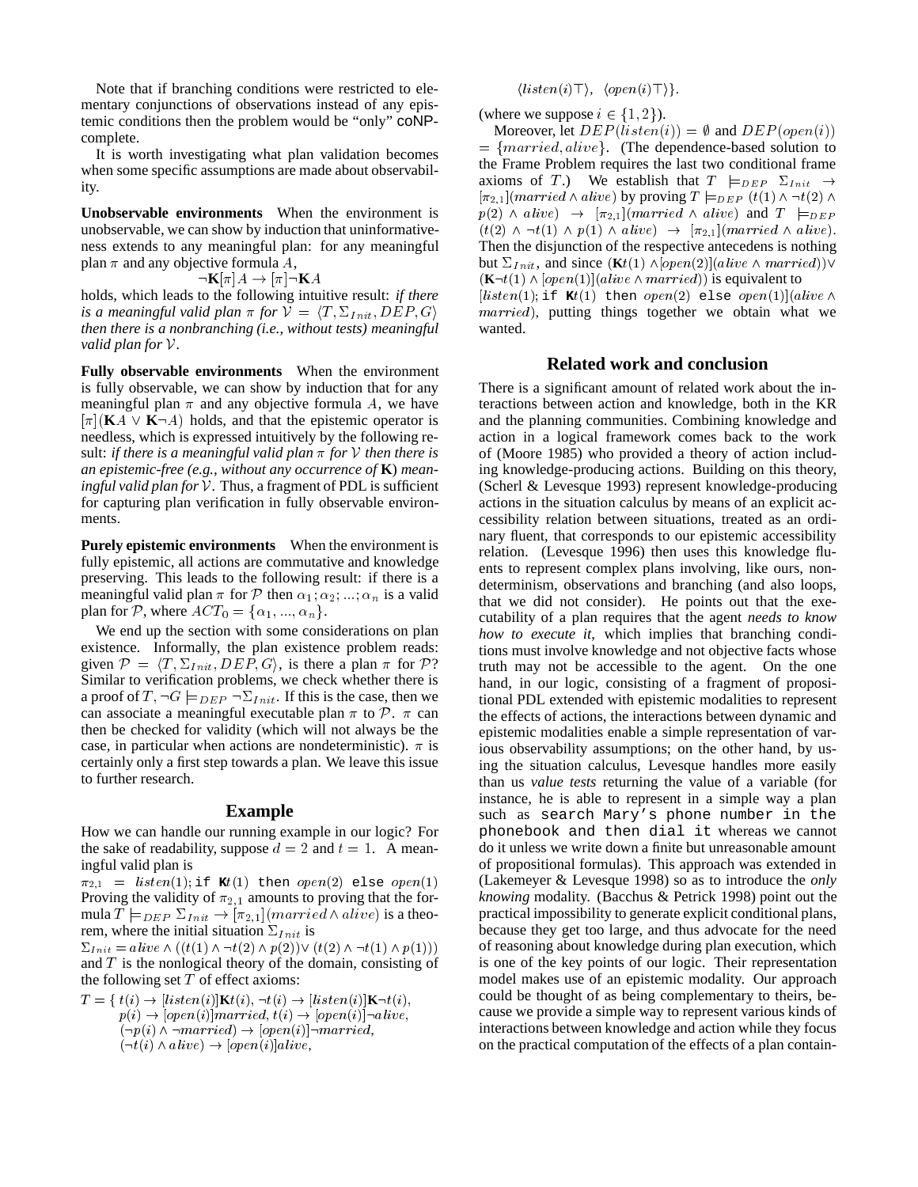Note that if branching conditions were restricted to elementary conjunctions of observations instead of any epistemic conditions then the problem would be "only" coNP-complete.

It is worth investigating what plan validation becomes when some specific assumptions are made about observability.

**Unobservable environments** When the environment is unobservable, we can show by induction that uninformativeness extends to any meaningful plan: for any meaningful plan $\pi$ and any objective formula $A$,

$$\neg\mathbf{K}[\pi]A \rightarrow [\pi]\neg\mathbf{K}A$$

holds, which leads to the following intuitive result: *if there is a meaningful valid plan $\pi$ for $\mathcal{V} = \langle T, \Sigma_{Init}, DEP, G\rangle$ then there is a nonbranching (i.e., without tests) meaningful valid plan for $\mathcal{V}$.*

**Fully observable environments** When the environment is fully observable, we can show by induction that for any meaningful plan $\pi$ and any objective formula $A$, we have $[\pi](\mathbf{K}A \vee \mathbf{K}\neg A)$ holds, and that the epistemic operator is needless, which is expressed intuitively by the following result: *if there is a meaningful valid plan $\pi$ for $\mathcal{V}$ then there is an epistemic-free (e.g., without any occurrence of* **K***) meaningful valid plan for $\mathcal{V}$.* Thus, a fragment of PDL is sufficient for capturing plan verification in fully observable environments.

**Purely epistemic environments** When the environment is fully epistemic, all actions are commutative and knowledge preserving. This leads to the following result: if there is a meaningful valid plan $\pi$ for $\mathcal{P}$ then $\alpha_1; \alpha_2; ...; \alpha_n$ is a valid plan for $\mathcal{P}$, where $ACT_0 = \{\alpha_1, ..., \alpha_n\}$.

We end up the section with some considerations on plan existence. Informally, the plan existence problem reads: given $\mathcal{P} = \langle T, \Sigma_{Init}, DEP, G\rangle$, is there a plan $\pi$ for $\mathcal{P}$? Similar to verification problems, we check whether there is a proof of $T, \neg G \models_{DEP} \neg\Sigma_{Init}$. If this is the case, then we can associate a meaningful executable plan $\pi$ to $\mathcal{P}$. $\pi$ can then be checked for validity (which will not always be the case, in particular when actions are nondeterministic). $\pi$ is certainly only a first step towards a plan. We leave this issue to further research.

## Example

How we can handle our running example in our logic? For the sake of readability, suppose $d = 2$ and $t = 1$. A meaningful valid plan is

$\pi_{2,1} = listen(1);$ `if` $\mathbf{K}t(1)$ `then` $open(2)$ `else` $open(1)$

Proving the validity of $\pi_{2,1}$ amounts to proving that the formula $T \models_{DEP} \Sigma_{Init} \rightarrow [\pi_{2,1}](married \wedge alive)$ is a theorem, where the initial situation $\Sigma_{Init}$ is

$\Sigma_{Init} = alive \wedge ((t(1) \wedge \neg t(2) \wedge p(2)) \vee (t(2) \wedge \neg t(1) \wedge p(1)))$

and $T$ is the nonlogical theory of the domain, consisting of the following set $T$ of effect axioms:

$$\begin{aligned} T = \{\ & t(i) \rightarrow [listen(i)]\mathbf{K}t(i),\ \neg t(i) \rightarrow [listen(i)]\mathbf{K}\neg t(i), \\ & p(i) \rightarrow [open(i)]married,\ t(i) \rightarrow [open(i)]\neg alive, \\ & (\neg p(i) \wedge \neg married) \rightarrow [open(i)]\neg married, \\ & (\neg t(i) \wedge alive) \rightarrow [open(i)]alive, \\ & \langle listen(i)\top\rangle,\ \langle open(i)\top\rangle\}. \end{aligned}$$

(where we suppose $i \in \{1, 2\}$).

Moreover, let $DEP(listen(i)) = \emptyset$ and $DEP(open(i)) = \{married, alive\}$. (The dependence-based solution to the Frame Problem requires the last two conditional frame axioms of $T$.) We establish that $T \models_{DEP} \Sigma_{Init} \rightarrow [\pi_{2,1}](married \wedge alive)$ by proving $T \models_{DEP} (t(1) \wedge \neg t(2) \wedge p(2) \wedge alive) \rightarrow [\pi_{2,1}](married \wedge alive)$ and $T \models_{DEP} (t(2) \wedge \neg t(1) \wedge p(1) \wedge alive) \rightarrow [\pi_{2,1}](married \wedge alive)$. Then the disjunction of the respective antecedens is nothing but $\Sigma_{Init}$, and since $(\mathbf{K}t(1) \wedge [open(2)](alive \wedge married)) \vee (\mathbf{K}\neg t(1) \wedge [open(1)](alive \wedge married))$ is equivalent to $[listen(1);$ `if` $\mathbf{K}t(1)$ `then` $open(2)$ `else` $open(1)](alive \wedge married)$, putting things together we obtain what we wanted.

## Related work and conclusion

There is a significant amount of related work about the interactions between action and knowledge, both in the KR and the planning communities. Combining knowledge and action in a logical framework comes back to the work of (Moore 1985) who provided a theory of action including knowledge-producing actions. Building on this theory, (Scherl & Levesque 1993) represent knowledge-producing actions in the situation calculus by means of an explicit accessibility relation between situations, treated as an ordinary fluent, that corresponds to our epistemic accessibility relation. (Levesque 1996) then uses this knowledge fluents to represent complex plans involving, like ours, nondeterminism, observations and branching (and also loops, that we did not consider). He points out that the executability of a plan requires that the agent *needs to know how to execute it*, which implies that branching conditions must involve knowledge and not objective facts whose truth may not be accessible to the agent. On the one hand, in our logic, consisting of a fragment of propositional PDL extended with epistemic modalities to represent the effects of actions, the interactions between dynamic and epistemic modalities enable a simple representation of various observability assumptions; on the other hand, by using the situation calculus, Levesque handles more easily than us *value tests* returning the value of a variable (for instance, he is able to represent in a simple way a plan such as `search Mary's phone number in the phonebook and then dial it` whereas we cannot do it unless we write down a finite but unreasonable amount of propositional formulas). This approach was extended in (Lakemeyer & Levesque 1998) so as to introduce the *only knowing* modality. (Bacchus & Petrick 1998) point out the practical impossibility to generate explicit conditional plans, because they get too large, and thus advocate for the need of reasoning about knowledge during plan execution, which is one of the key points of our logic. Their representation model makes use of an epistemic modality. Our approach could be thought of as being complementary to theirs, because we provide a simple way to represent various kinds of interactions between knowledge and action while they focus on the practical computation of the effects of a plan contain-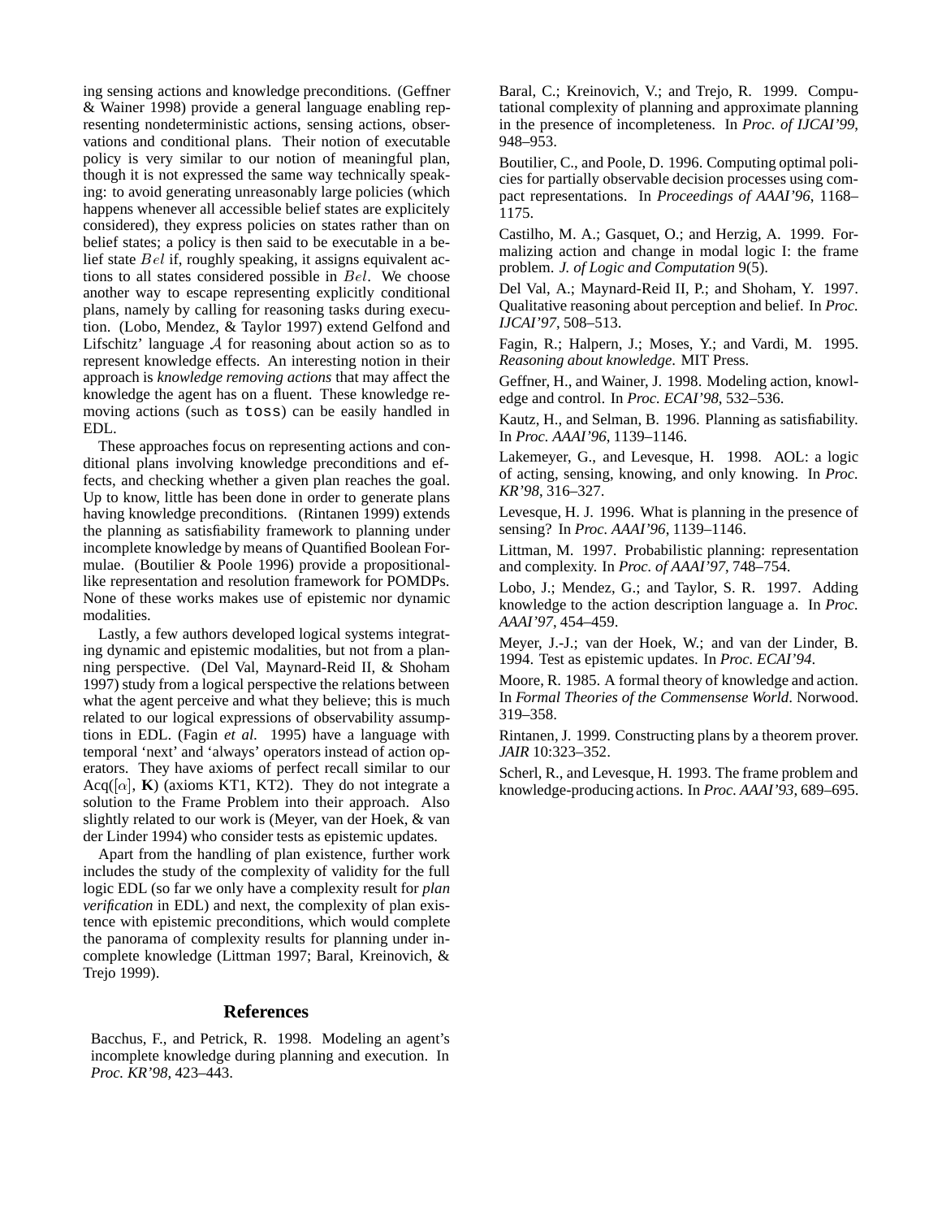ing sensing actions and knowledge preconditions. (Geffner & Wainer 1998) provide a general language enabling representing nondeterministic actions, sensing actions, observations and conditional plans. Their notion of executable policy is very similar to our notion of meaningful plan, though it is not expressed the same way technically speaking: to avoid generating unreasonably large policies (which happens whenever all accessible belief states are explicitely considered), they express policies on states rather than on belief states; a policy is then said to be executable in a belief state $Bel$ if, roughly speaking, it assigns equivalent actions to all states considered possible in $Bel$. We choose another way to escape representing explicitly conditional plans, namely by calling for reasoning tasks during execution. (Lobo, Mendez, & Taylor 1997) extend Gelfond and Lifschitz' language $\mathcal{A}$ for reasoning about action so as to represent knowledge effects. An interesting notion in their approach is *knowledge removing actions* that may affect the knowledge the agent has on a fluent. These knowledge removing actions (such as `toss`) can be easily handled in EDL.

These approaches focus on representing actions and conditional plans involving knowledge preconditions and effects, and checking whether a given plan reaches the goal. Up to know, little has been done in order to generate plans having knowledge preconditions. (Rintanen 1999) extends the planning as satisfiability framework to planning under incomplete knowledge by means of Quantified Boolean Formulae. (Boutilier & Poole 1996) provide a propositional-like representation and resolution framework for POMDPs. None of these works makes use of epistemic nor dynamic modalities.

Lastly, a few authors developed logical systems integrating dynamic and epistemic modalities, but not from a planning perspective. (Del Val, Maynard-Reid II, & Shoham 1997) study from a logical perspective the relations between what the agent perceive and what they believe; this is much related to our logical expressions of observability assumptions in EDL. (Fagin *et al.* 1995) have a language with temporal 'next' and 'always' operators instead of action operators. They have axioms of perfect recall similar to our Acq($[\alpha]$, **K**) (axioms KT1, KT2). They do not integrate a solution to the Frame Problem into their approach. Also slightly related to our work is (Meyer, van der Hoek, & van der Linder 1994) who consider tests as epistemic updates.

Apart from the handling of plan existence, further work includes the study of the complexity of validity for the full logic EDL (so far we only have a complexity result for *plan verification* in EDL) and next, the complexity of plan existence with epistemic preconditions, which would complete the panorama of complexity results for planning under incomplete knowledge (Littman 1997; Baral, Kreinovich, & Trejo 1999).

## References

Bacchus, F., and Petrick, R. 1998. Modeling an agent's incomplete knowledge during planning and execution. In *Proc. KR'98*, 423–443.

Baral, C.; Kreinovich, V.; and Trejo, R. 1999. Computational complexity of planning and approximate planning in the presence of incompleteness. In *Proc. of IJCAI'99*, 948–953.

Boutilier, C., and Poole, D. 1996. Computing optimal policies for partially observable decision processes using compact representations. In *Proceedings of AAAI'96*, 1168–1175.

Castilho, M. A.; Gasquet, O.; and Herzig, A. 1999. Formalizing action and change in modal logic I: the frame problem. *J. of Logic and Computation* 9(5).

Del Val, A.; Maynard-Reid II, P.; and Shoham, Y. 1997. Qualitative reasoning about perception and belief. In *Proc. IJCAI'97*, 508–513.

Fagin, R.; Halpern, J.; Moses, Y.; and Vardi, M. 1995. *Reasoning about knowledge*. MIT Press.

Geffner, H., and Wainer, J. 1998. Modeling action, knowledge and control. In *Proc. ECAI'98*, 532–536.

Kautz, H., and Selman, B. 1996. Planning as satisfiability. In *Proc. AAAI'96*, 1139–1146.

Lakemeyer, G., and Levesque, H. 1998. AOL: a logic of acting, sensing, knowing, and only knowing. In *Proc. KR'98*, 316–327.

Levesque, H. J. 1996. What is planning in the presence of sensing? In *Proc. AAAI'96*, 1139–1146.

Littman, M. 1997. Probabilistic planning: representation and complexity. In *Proc. of AAAI'97*, 748–754.

Lobo, J.; Mendez, G.; and Taylor, S. R. 1997. Adding knowledge to the action description language a. In *Proc. AAAI'97*, 454–459.

Meyer, J.-J.; van der Hoek, W.; and van der Linder, B. 1994. Test as epistemic updates. In *Proc. ECAI'94*.

Moore, R. 1985. A formal theory of knowledge and action. In *Formal Theories of the Commensense World*. Norwood. 319–358.

Rintanen, J. 1999. Constructing plans by a theorem prover. *JAIR* 10:323–352.

Scherl, R., and Levesque, H. 1993. The frame problem and knowledge-producing actions. In *Proc. AAAI'93*, 689–695.